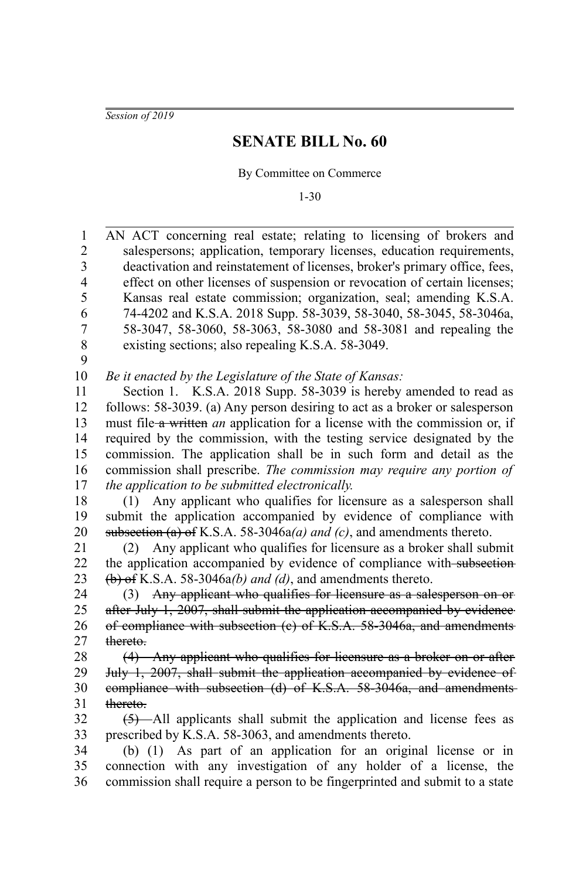*Session of 2019*

# SENATE BILL No. 60

By Committee on Commerce

1-30

AN ACT concerning real estate; relating to licensing of brokers and salespersons; application, temporary licenses, education requirements, deactivation and reinstatement of licenses, broker's primary office, fees, effect on other licenses of suspension or revocation of certain licenses; Kansas real estate commission; organization, seal; amending K.S.A. 74-4202 and K.S.A. 2018 Supp. 58-3039, 58-3040, 58-3045, 58-3046a, 58-3047, 58-3060, 58-3063, 58-3080 and 58-3081 and repealing the existing sections; also repealing K.S.A. 58-3049.

*Be it enacted by the Legislature of the State of Kansas:*

Section 1. K.S.A. 2018 Supp. 58-3039 is hereby amended to read as follows: 58-3039. (a) Any person desiring to act as a broker or salesperson must file ~~a written~~ *an* application for a license with the commission or, if required by the commission, with the testing service designated by the commission. The application shall be in such form and detail as the commission shall prescribe. *The commission may require any portion of the application to be submitted electronically.*

(1) Any applicant who qualifies for licensure as a salesperson shall submit the application accompanied by evidence of compliance with ~~subsection (a) of~~ K.S.A. 58-3046a*(a) and (c)*, and amendments thereto.

(2) Any applicant who qualifies for licensure as a broker shall submit the application accompanied by evidence of compliance with ~~subsection (b) of~~ K.S.A. 58-3046a*(b) and (d)*, and amendments thereto.

~~(3) Any applicant who qualifies for licensure as a salesperson on or after July 1, 2007, shall submit the application accompanied by evidence of compliance with subsection (c) of K.S.A. 58-3046a, and amendments thereto.~~

~~(4) Any applicant who qualifies for licensure as a broker on or after July 1, 2007, shall submit the application accompanied by evidence of compliance with subsection (d) of K.S.A. 58-3046a, and amendments thereto.~~

~~(5)~~ All applicants shall submit the application and license fees as prescribed by K.S.A. 58-3063, and amendments thereto.

(b) (1) As part of an application for an original license or in connection with any investigation of any holder of a license, the commission shall require a person to be fingerprinted and submit to a state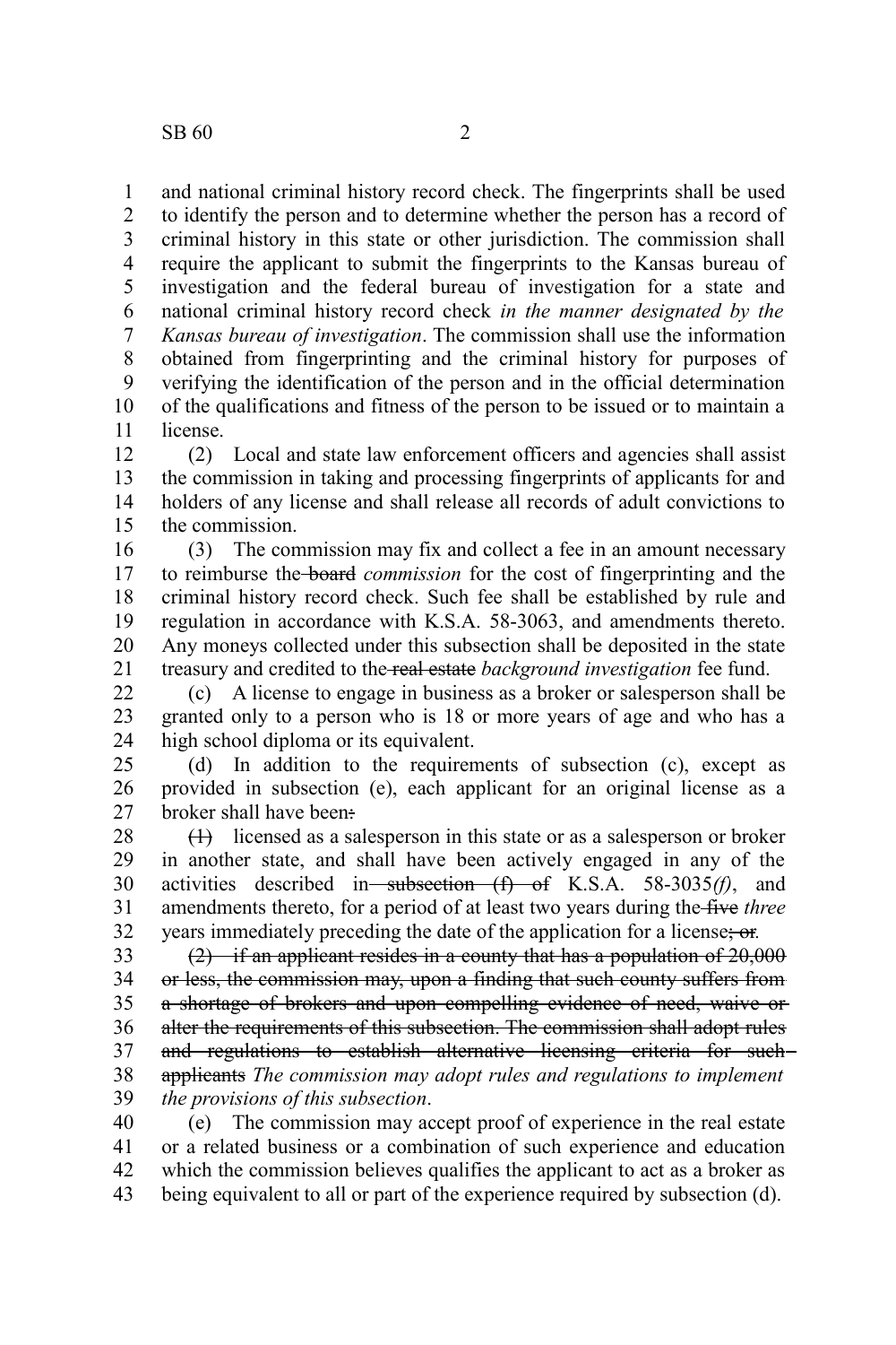and national criminal history record check. The fingerprints shall be used to identify the person and to determine whether the person has a record of criminal history in this state or other jurisdiction. The commission shall require the applicant to submit the fingerprints to the Kansas bureau of investigation and the federal bureau of investigation for a state and national criminal history record check *in the manner designated by the Kansas bureau of investigation*. The commission shall use the information obtained from fingerprinting and the criminal history for purposes of verifying the identification of the person and in the official determination of the qualifications and fitness of the person to be issued or to maintain a license.

(2) Local and state law enforcement officers and agencies shall assist the commission in taking and processing fingerprints of applicants for and holders of any license and shall release all records of adult convictions to the commission.

(3) The commission may fix and collect a fee in an amount necessary to reimburse the ~~board~~ *commission* for the cost of fingerprinting and the criminal history record check. Such fee shall be established by rule and regulation in accordance with K.S.A. 58-3063, and amendments thereto. Any moneys collected under this subsection shall be deposited in the state treasury and credited to the ~~real estate~~ *background investigation* fee fund.

(c) A license to engage in business as a broker or salesperson shall be granted only to a person who is 18 or more years of age and who has a high school diploma or its equivalent.

(d) In addition to the requirements of subsection (c), except as provided in subsection (e), each applicant for an original license as a broker shall have been~~:~~

~~(1)~~ licensed as a salesperson in this state or as a salesperson or broker in another state, and shall have been actively engaged in any of the activities described in ~~subsection (f) of~~ K.S.A. 58-3035*(f)*, and amendments thereto, for a period of at least two years during the ~~five~~ *three* years immediately preceding the date of the application for a license~~; or~~*.*

~~(2) if an applicant resides in a county that has a population of 20,000 or less, the commission may, upon a finding that such county suffers from a shortage of brokers and upon compelling evidence of need, waive or alter the requirements of this subsection. The commission shall adopt rules and regulations to establish alternative licensing criteria for such applicants~~ *The commission may adopt rules and regulations to implement the provisions of this subsection*.

(e) The commission may accept proof of experience in the real estate or a related business or a combination of such experience and education which the commission believes qualifies the applicant to act as a broker as being equivalent to all or part of the experience required by subsection (d).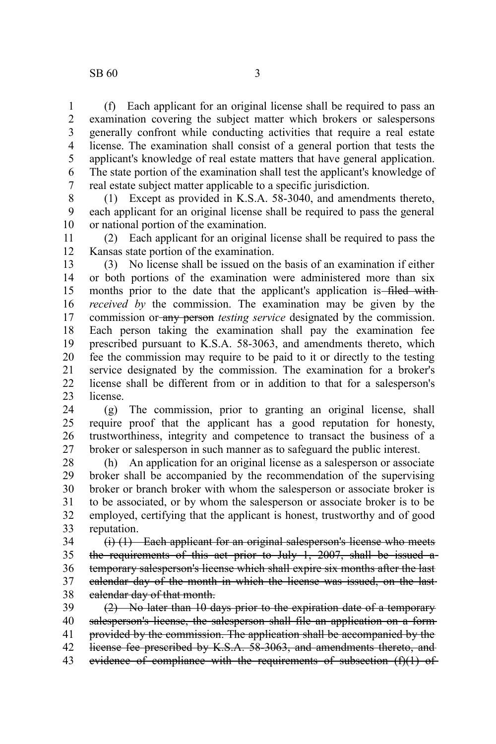(f) Each applicant for an original license shall be required to pass an examination covering the subject matter which brokers or salespersons generally confront while conducting activities that require a real estate license. The examination shall consist of a general portion that tests the applicant's knowledge of real estate matters that have general application. The state portion of the examination shall test the applicant's knowledge of real estate subject matter applicable to a specific jurisdiction.

(1) Except as provided in K.S.A. 58-3040, and amendments thereto, each applicant for an original license shall be required to pass the general or national portion of the examination.

(2) Each applicant for an original license shall be required to pass the Kansas state portion of the examination.

(3) No license shall be issued on the basis of an examination if either or both portions of the examination were administered more than six months prior to the date that the applicant's application is ~~filed with~~ *received by* the commission. The examination may be given by the commission or ~~any person~~ *testing service* designated by the commission. Each person taking the examination shall pay the examination fee prescribed pursuant to K.S.A. 58-3063, and amendments thereto, which fee the commission may require to be paid to it or directly to the testing service designated by the commission. The examination for a broker's license shall be different from or in addition to that for a salesperson's license.

(g) The commission, prior to granting an original license, shall require proof that the applicant has a good reputation for honesty, trustworthiness, integrity and competence to transact the business of a broker or salesperson in such manner as to safeguard the public interest.

(h) An application for an original license as a salesperson or associate broker shall be accompanied by the recommendation of the supervising broker or branch broker with whom the salesperson or associate broker is to be associated, or by whom the salesperson or associate broker is to be employed, certifying that the applicant is honest, trustworthy and of good reputation.

~~(i) (1) Each applicant for an original salesperson's license who meets the requirements of this act prior to July 1, 2007, shall be issued a temporary salesperson's license which shall expire six months after the last calendar day of the month in which the license was issued, on the last calendar day of that month.~~

~~(2) No later than 10 days prior to the expiration date of a temporary salesperson's license, the salesperson shall file an application on a form provided by the commission. The application shall be accompanied by the license fee prescribed by K.S.A. 58-3063, and amendments thereto, and evidence of compliance with the requirements of subsection (f)(1) of~~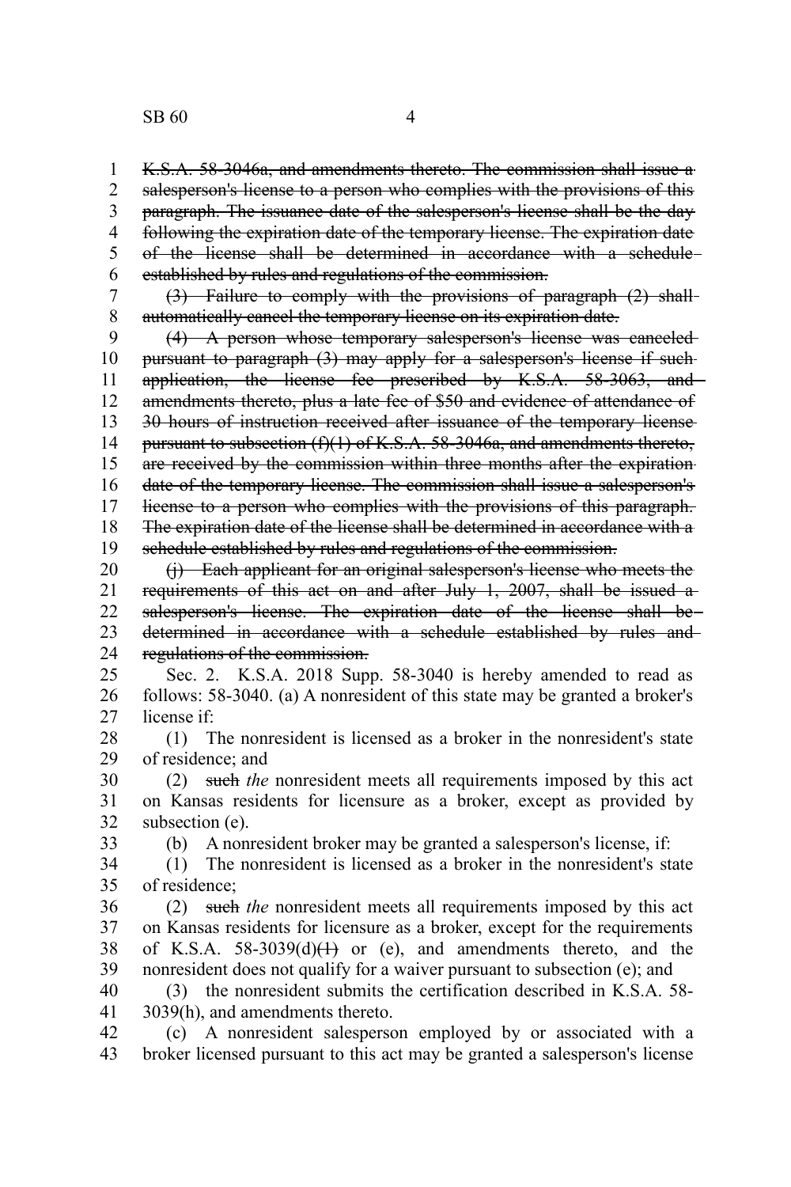~~K.S.A. 58-3046a, and amendments thereto. The commission shall issue a salesperson's license to a person who complies with the provisions of this paragraph. The issuance date of the salesperson's license shall be the day following the expiration date of the temporary license. The expiration date of the license shall be determined in accordance with a schedule established by rules and regulations of the commission.~~

~~(3) Failure to comply with the provisions of paragraph (2) shall automatically cancel the temporary license on its expiration date.~~

~~(4) A person whose temporary salesperson's license was canceled pursuant to paragraph (3) may apply for a salesperson's license if such application, the license fee prescribed by K.S.A. 58-3063, and amendments thereto, plus a late fee of $50 and evidence of attendance of 30 hours of instruction received after issuance of the temporary license pursuant to subsection (f)(1) of K.S.A. 58-3046a, and amendments thereto, are received by the commission within three months after the expiration date of the temporary license. The commission shall issue a salesperson's license to a person who complies with the provisions of this paragraph. The expiration date of the license shall be determined in accordance with a schedule established by rules and regulations of the commission.~~

~~(j) Each applicant for an original salesperson's license who meets the requirements of this act on and after July 1, 2007, shall be issued a salesperson's license. The expiration date of the license shall be determined in accordance with a schedule established by rules and regulations of the commission.~~

Sec. 2. K.S.A. 2018 Supp. 58-3040 is hereby amended to read as follows: 58-3040. (a) A nonresident of this state may be granted a broker's license if:

(1) The nonresident is licensed as a broker in the nonresident's state of residence; and

(2) ~~such~~ *the* nonresident meets all requirements imposed by this act on Kansas residents for licensure as a broker, except as provided by subsection (e).

(b) A nonresident broker may be granted a salesperson's license, if:

(1) The nonresident is licensed as a broker in the nonresident's state of residence;

(2) ~~such~~ *the* nonresident meets all requirements imposed by this act on Kansas residents for licensure as a broker, except for the requirements of K.S.A. 58-3039(d)~~(1)~~ or (e), and amendments thereto, and the nonresident does not qualify for a waiver pursuant to subsection (e); and

(3) the nonresident submits the certification described in K.S.A. 58-3039(h), and amendments thereto.

(c) A nonresident salesperson employed by or associated with a broker licensed pursuant to this act may be granted a salesperson's license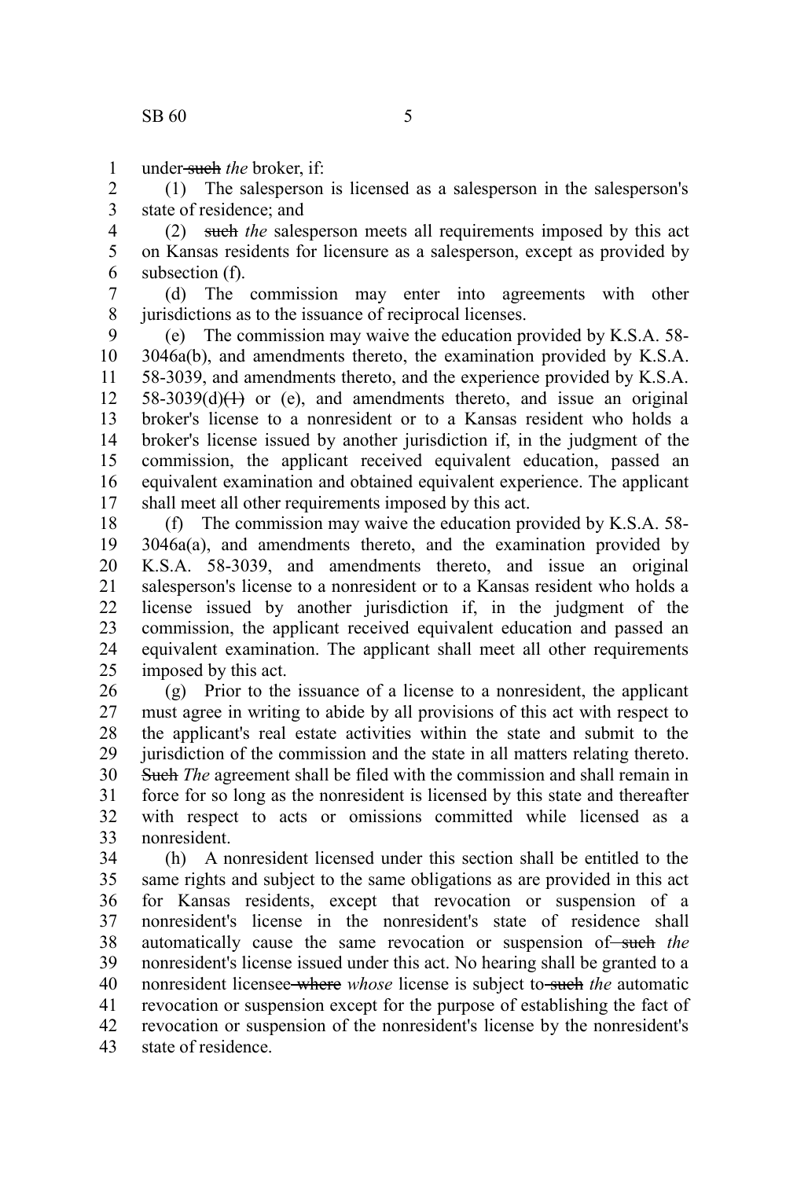under ~~such~~ *the* broker, if:

(1) The salesperson is licensed as a salesperson in the salesperson's state of residence; and

(2) ~~such~~ *the* salesperson meets all requirements imposed by this act on Kansas residents for licensure as a salesperson, except as provided by subsection (f).

(d) The commission may enter into agreements with other jurisdictions as to the issuance of reciprocal licenses.

(e) The commission may waive the education provided by K.S.A. 58-3046a(b), and amendments thereto, the examination provided by K.S.A. 58-3039, and amendments thereto, and the experience provided by K.S.A. 58-3039(d)~~(1)~~ or (e), and amendments thereto, and issue an original broker's license to a nonresident or to a Kansas resident who holds a broker's license issued by another jurisdiction if, in the judgment of the commission, the applicant received equivalent education, passed an equivalent examination and obtained equivalent experience. The applicant shall meet all other requirements imposed by this act.

(f) The commission may waive the education provided by K.S.A. 58-3046a(a), and amendments thereto, and the examination provided by K.S.A. 58-3039, and amendments thereto, and issue an original salesperson's license to a nonresident or to a Kansas resident who holds a license issued by another jurisdiction if, in the judgment of the commission, the applicant received equivalent education and passed an equivalent examination. The applicant shall meet all other requirements imposed by this act.

(g) Prior to the issuance of a license to a nonresident, the applicant must agree in writing to abide by all provisions of this act with respect to the applicant's real estate activities within the state and submit to the jurisdiction of the commission and the state in all matters relating thereto. ~~Such~~ *The* agreement shall be filed with the commission and shall remain in force for so long as the nonresident is licensed by this state and thereafter with respect to acts or omissions committed while licensed as a nonresident.

(h) A nonresident licensed under this section shall be entitled to the same rights and subject to the same obligations as are provided in this act for Kansas residents, except that revocation or suspension of a nonresident's license in the nonresident's state of residence shall automatically cause the same revocation or suspension of ~~such~~ *the* nonresident's license issued under this act. No hearing shall be granted to a nonresident licensee ~~where~~ *whose* license is subject to ~~such~~ *the* automatic revocation or suspension except for the purpose of establishing the fact of revocation or suspension of the nonresident's license by the nonresident's state of residence.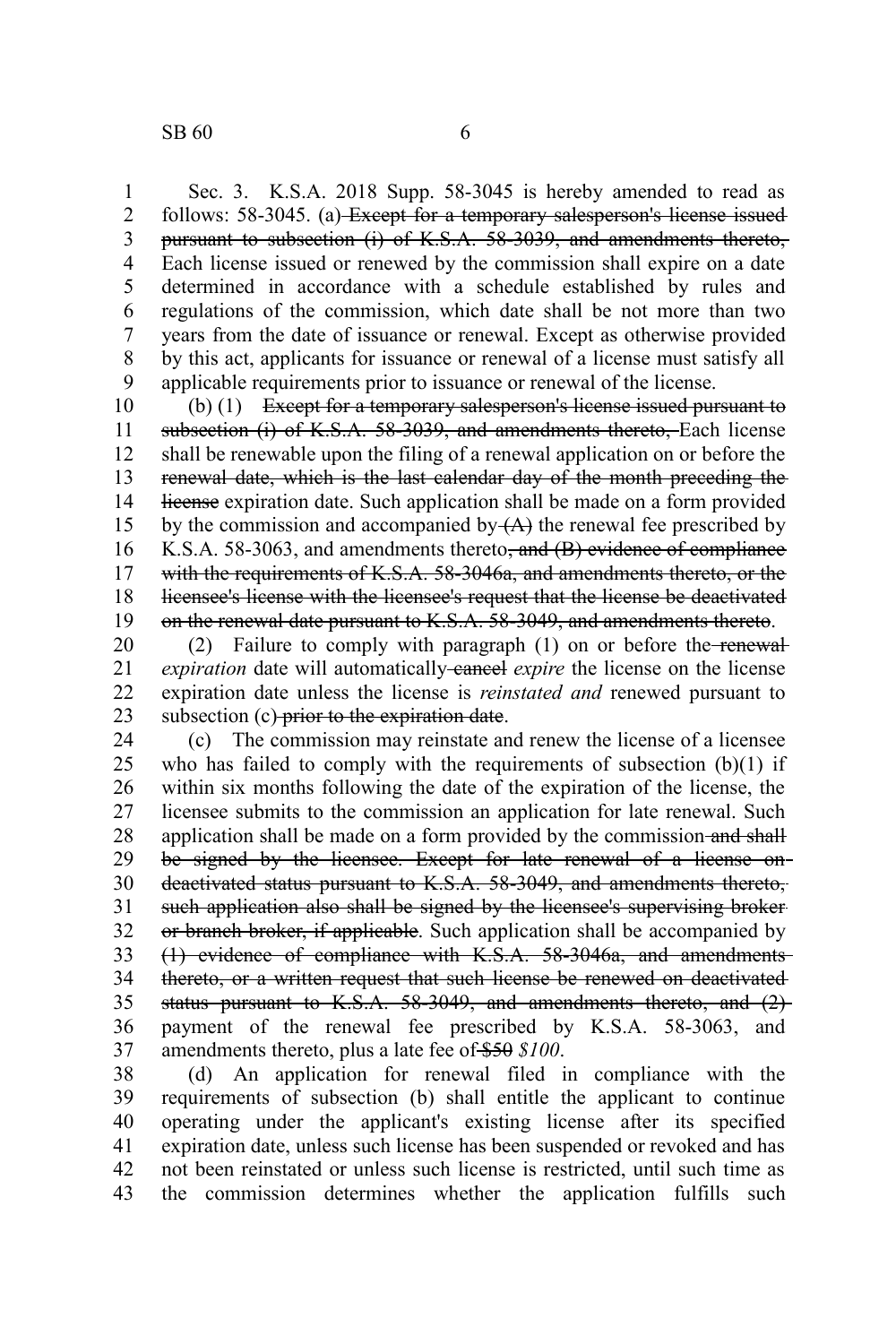Sec. 3. K.S.A. 2018 Supp. 58-3045 is hereby amended to read as follows: 58-3045. (a) ~~Except for a temporary salesperson's license issued pursuant to subsection (i) of K.S.A. 58-3039, and amendments thereto,~~ Each license issued or renewed by the commission shall expire on a date determined in accordance with a schedule established by rules and regulations of the commission, which date shall be not more than two years from the date of issuance or renewal. Except as otherwise provided by this act, applicants for issuance or renewal of a license must satisfy all applicable requirements prior to issuance or renewal of the license.

(b) (1) ~~Except for a temporary salesperson's license issued pursuant to subsection (i) of K.S.A. 58-3039, and amendments thereto,~~ Each license shall be renewable upon the filing of a renewal application on or before the ~~renewal date, which is the last calendar day of the month preceding the license~~ expiration date. Such application shall be made on a form provided by the commission and accompanied by ~~(A)~~ the renewal fee prescribed by K.S.A. 58-3063, and amendments thereto~~, and (B) evidence of compliance with the requirements of K.S.A. 58-3046a, and amendments thereto, or the licensee's license with the licensee's request that the license be deactivated on the renewal date pursuant to K.S.A. 58-3049, and amendments thereto~~.

(2) Failure to comply with paragraph (1) on or before the ~~renewal~~ *expiration* date will automatically ~~cancel~~ *expire* the license on the license expiration date unless the license is *reinstated and* renewed pursuant to subsection (c) ~~prior to the expiration date~~.

(c) The commission may reinstate and renew the license of a licensee who has failed to comply with the requirements of subsection (b)(1) if within six months following the date of the expiration of the license, the licensee submits to the commission an application for late renewal. Such application shall be made on a form provided by the commission ~~and shall be signed by the licensee. Except for late renewal of a license on deactivated status pursuant to K.S.A. 58-3049, and amendments thereto, such application also shall be signed by the licensee's supervising broker or branch broker, if applicable~~. Such application shall be accompanied by ~~(1) evidence of compliance with K.S.A. 58-3046a, and amendments thereto, or a written request that such license be renewed on deactivated status pursuant to K.S.A. 58-3049, and amendments thereto, and (2)~~ payment of the renewal fee prescribed by K.S.A. 58-3063, and amendments thereto, plus a late fee of ~~$50~~ *$100*.

(d) An application for renewal filed in compliance with the requirements of subsection (b) shall entitle the applicant to continue operating under the applicant's existing license after its specified expiration date, unless such license has been suspended or revoked and has not been reinstated or unless such license is restricted, until such time as the commission determines whether the application fulfills such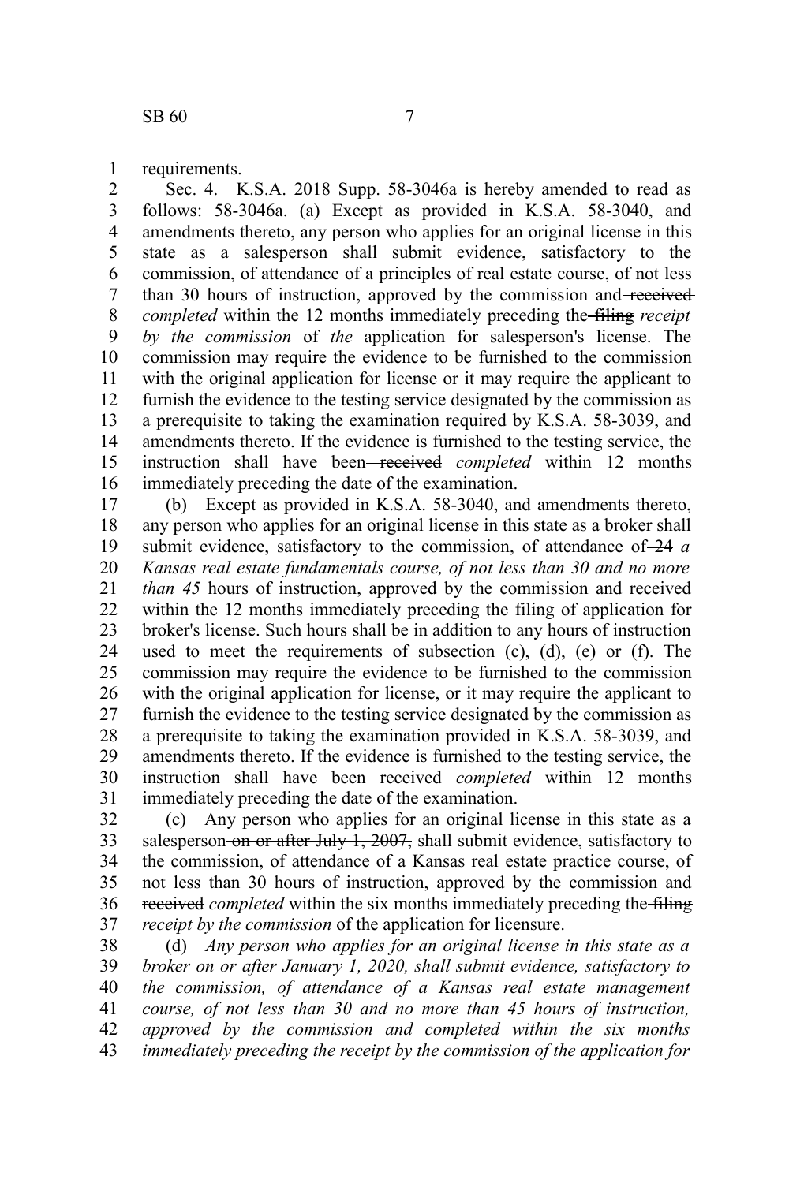requirements.

Sec. 4. K.S.A. 2018 Supp. 58-3046a is hereby amended to read as follows: 58-3046a. (a) Except as provided in K.S.A. 58-3040, and amendments thereto, any person who applies for an original license in this state as a salesperson shall submit evidence, satisfactory to the commission, of attendance of a principles of real estate course, of not less than 30 hours of instruction, approved by the commission and ~~received~~ *completed* within the 12 months immediately preceding the ~~filing~~ *receipt by the commission* of *the* application for salesperson's license. The commission may require the evidence to be furnished to the commission with the original application for license or it may require the applicant to furnish the evidence to the testing service designated by the commission as a prerequisite to taking the examination required by K.S.A. 58-3039, and amendments thereto. If the evidence is furnished to the testing service, the instruction shall have been ~~received~~ *completed* within 12 months immediately preceding the date of the examination.

(b) Except as provided in K.S.A. 58-3040, and amendments thereto, any person who applies for an original license in this state as a broker shall submit evidence, satisfactory to the commission, of attendance of ~~24~~ *a Kansas real estate fundamentals course, of not less than 30 and no more than 45* hours of instruction, approved by the commission and received within the 12 months immediately preceding the filing of application for broker's license. Such hours shall be in addition to any hours of instruction used to meet the requirements of subsection (c), (d), (e) or (f). The commission may require the evidence to be furnished to the commission with the original application for license, or it may require the applicant to furnish the evidence to the testing service designated by the commission as a prerequisite to taking the examination provided in K.S.A. 58-3039, and amendments thereto. If the evidence is furnished to the testing service, the instruction shall have been ~~received~~ *completed* within 12 months immediately preceding the date of the examination.

(c) Any person who applies for an original license in this state as a salesperson ~~on or after July 1, 2007,~~ shall submit evidence, satisfactory to the commission, of attendance of a Kansas real estate practice course, of not less than 30 hours of instruction, approved by the commission and ~~received~~ *completed* within the six months immediately preceding the ~~filing~~ *receipt by the commission* of the application for licensure.

(d) *Any person who applies for an original license in this state as a broker on or after January 1, 2020, shall submit evidence, satisfactory to the commission, of attendance of a Kansas real estate management course, of not less than 30 and no more than 45 hours of instruction, approved by the commission and completed within the six months immediately preceding the receipt by the commission of the application for*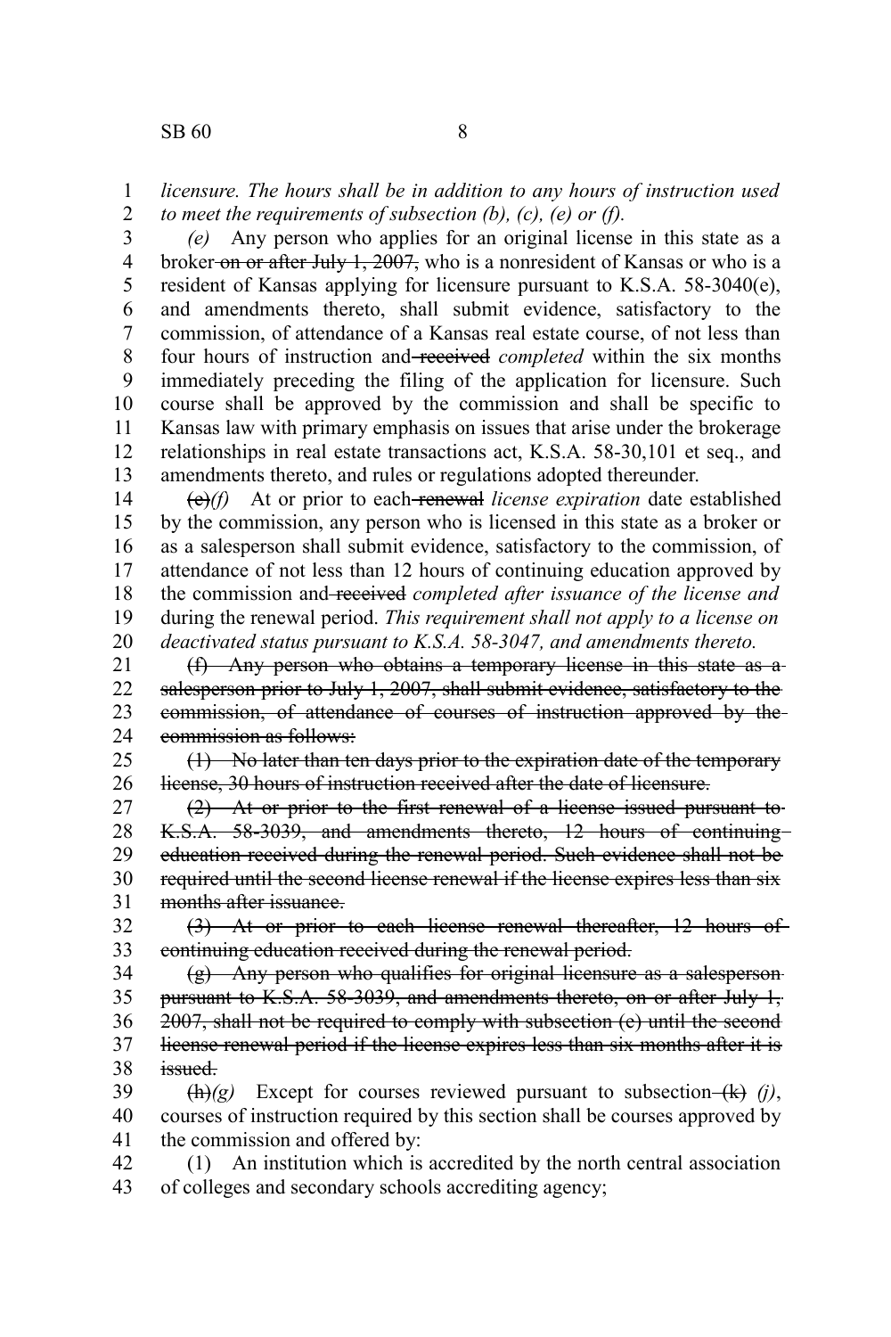*licensure. The hours shall be in addition to any hours of instruction used to meet the requirements of subsection (b), (c), (e) or (f).*

*(e)* Any person who applies for an original license in this state as a broker ~~on or after July 1, 2007,~~ who is a nonresident of Kansas or who is a resident of Kansas applying for licensure pursuant to K.S.A. 58-3040(e), and amendments thereto, shall submit evidence, satisfactory to the commission, of attendance of a Kansas real estate course, of not less than four hours of instruction and ~~received~~ *completed* within the six months immediately preceding the filing of the application for licensure. Such course shall be approved by the commission and shall be specific to Kansas law with primary emphasis on issues that arise under the brokerage relationships in real estate transactions act, K.S.A. 58-30,101 et seq., and amendments thereto, and rules or regulations adopted thereunder.

~~(e)~~*(f)* At or prior to each ~~renewal~~ *license expiration* date established by the commission, any person who is licensed in this state as a broker or as a salesperson shall submit evidence, satisfactory to the commission, of attendance of not less than 12 hours of continuing education approved by the commission and ~~received~~ *completed after issuance of the license and* during the renewal period. *This requirement shall not apply to a license on deactivated status pursuant to K.S.A. 58-3047, and amendments thereto.*

~~(f) Any person who obtains a temporary license in this state as a salesperson prior to July 1, 2007, shall submit evidence, satisfactory to the commission, of attendance of courses of instruction approved by the commission as follows:~~

~~(1) No later than ten days prior to the expiration date of the temporary license, 30 hours of instruction received after the date of licensure.~~

~~(2) At or prior to the first renewal of a license issued pursuant to K.S.A. 58-3039, and amendments thereto, 12 hours of continuing education received during the renewal period. Such evidence shall not be required until the second license renewal if the license expires less than six months after issuance.~~

~~(3) At or prior to each license renewal thereafter, 12 hours of continuing education received during the renewal period.~~

~~(g) Any person who qualifies for original licensure as a salesperson pursuant to K.S.A. 58-3039, and amendments thereto, on or after July 1, 2007, shall not be required to comply with subsection (e) until the second license renewal period if the license expires less than six months after it is issued.~~

~~(h)~~*(g)* Except for courses reviewed pursuant to subsection ~~(k)~~ *(j)*, courses of instruction required by this section shall be courses approved by the commission and offered by:

(1) An institution which is accredited by the north central association of colleges and secondary schools accrediting agency;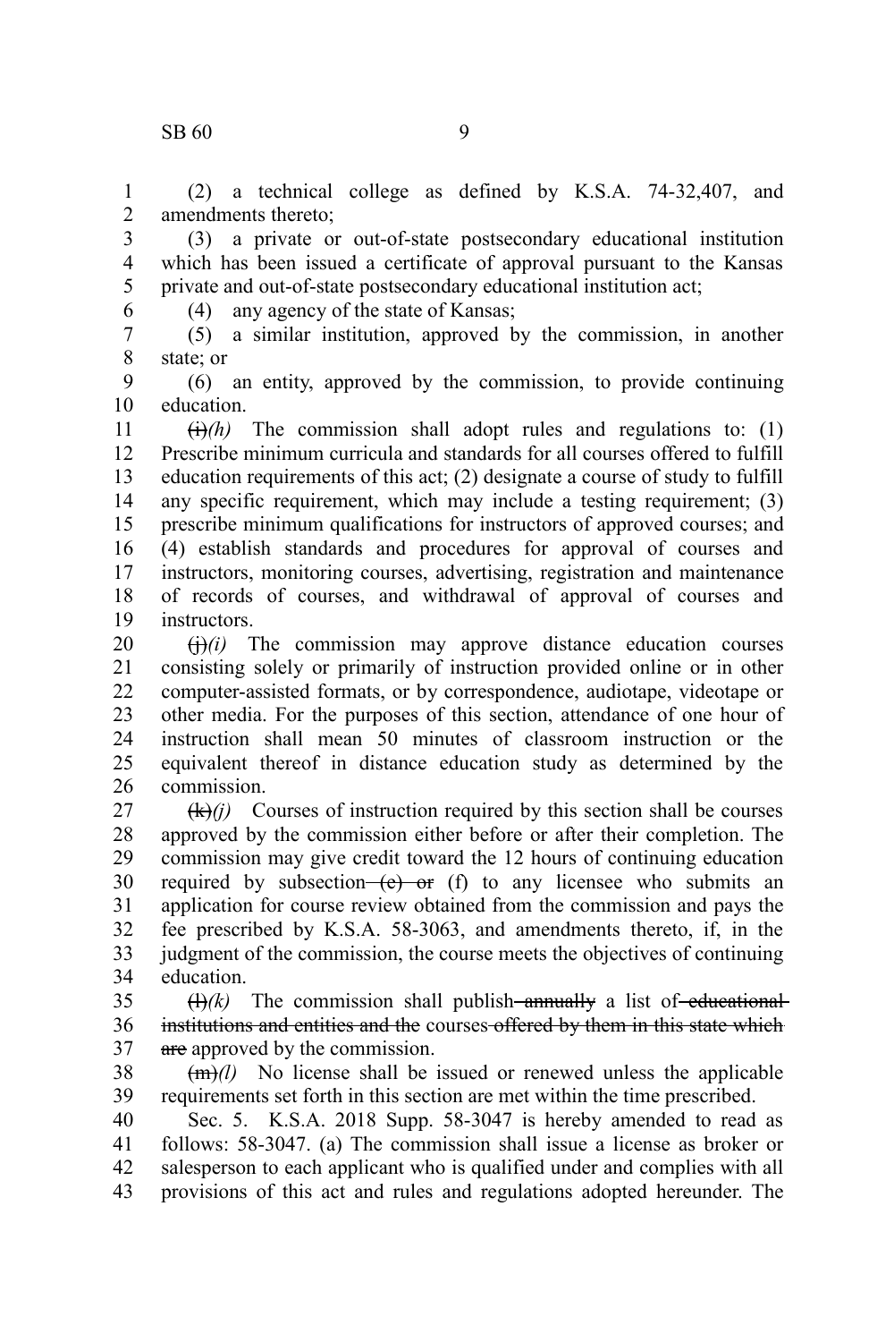(2) a technical college as defined by K.S.A. 74-32,407, and amendments thereto;

(3) a private or out-of-state postsecondary educational institution which has been issued a certificate of approval pursuant to the Kansas private and out-of-state postsecondary educational institution act;

(4) any agency of the state of Kansas;

(5) a similar institution, approved by the commission, in another state; or

(6) an entity, approved by the commission, to provide continuing education.

~~(i)~~*(h)* The commission shall adopt rules and regulations to: (1) Prescribe minimum curricula and standards for all courses offered to fulfill education requirements of this act; (2) designate a course of study to fulfill any specific requirement, which may include a testing requirement; (3) prescribe minimum qualifications for instructors of approved courses; and (4) establish standards and procedures for approval of courses and instructors, monitoring courses, advertising, registration and maintenance of records of courses, and withdrawal of approval of courses and instructors.

~~(j)~~*(i)* The commission may approve distance education courses consisting solely or primarily of instruction provided online or in other computer-assisted formats, or by correspondence, audiotape, videotape or other media. For the purposes of this section, attendance of one hour of instruction shall mean 50 minutes of classroom instruction or the equivalent thereof in distance education study as determined by the commission.

~~(k)~~*(j)* Courses of instruction required by this section shall be courses approved by the commission either before or after their completion. The commission may give credit toward the 12 hours of continuing education required by subsection ~~(e) or~~ (f) to any licensee who submits an application for course review obtained from the commission and pays the fee prescribed by K.S.A. 58-3063, and amendments thereto, if, in the judgment of the commission, the course meets the objectives of continuing education.

~~(l)~~*(k)* The commission shall publish ~~annually~~ a list of ~~educational institutions and entities and the~~ courses ~~offered by them in this state which are~~ approved by the commission.

~~(m)~~*(l)* No license shall be issued or renewed unless the applicable requirements set forth in this section are met within the time prescribed.

Sec. 5. K.S.A. 2018 Supp. 58-3047 is hereby amended to read as follows: 58-3047. (a) The commission shall issue a license as broker or salesperson to each applicant who is qualified under and complies with all provisions of this act and rules and regulations adopted hereunder. The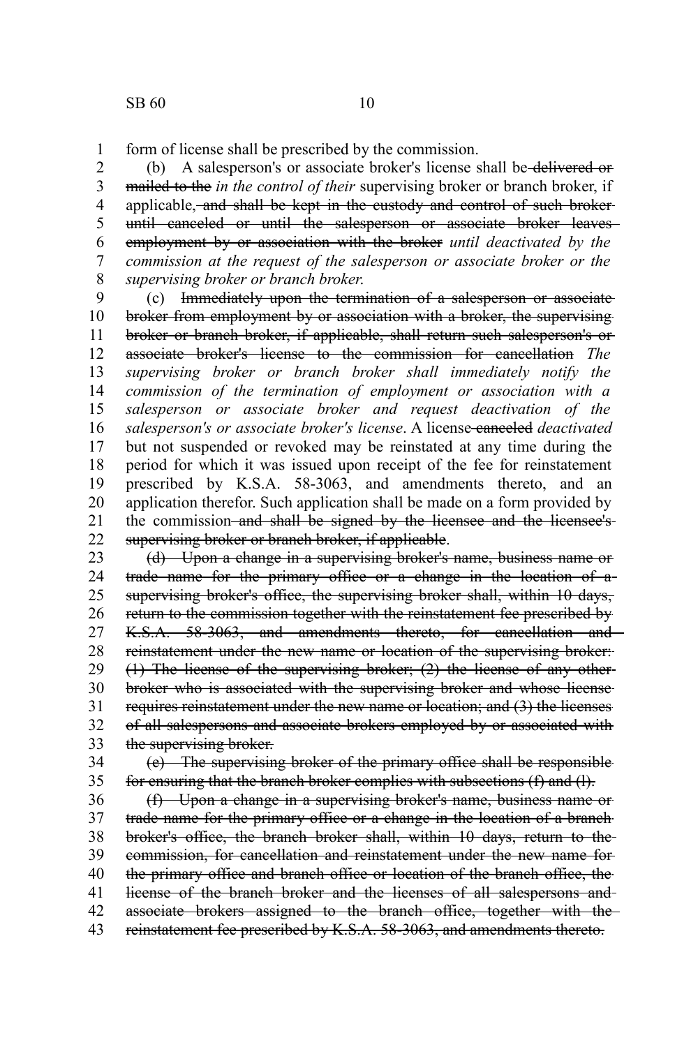form of license shall be prescribed by the commission.

(b) A salesperson's or associate broker's license shall be ~~delivered or mailed to the~~ *in the control of their* supervising broker or branch broker, if applicable, ~~and shall be kept in the custody and control of such broker until canceled or until the salesperson or associate broker leaves employment by or association with the broker~~ *until deactivated by the commission at the request of the salesperson or associate broker or the supervising broker or branch broker.*

(c) ~~Immediately upon the termination of a salesperson or associate broker from employment by or association with a broker, the supervising broker or branch broker, if applicable, shall return such salesperson's or associate broker's license to the commission for cancellation~~ *The supervising broker or branch broker shall immediately notify the commission of the termination of employment or association with a salesperson or associate broker and request deactivation of the salesperson's or associate broker's license*. A license ~~canceled~~ *deactivated* but not suspended or revoked may be reinstated at any time during the period for which it was issued upon receipt of the fee for reinstatement prescribed by K.S.A. 58-3063, and amendments thereto, and an application therefor. Such application shall be made on a form provided by the commission ~~and shall be signed by the licensee and the licensee's supervising broker or branch broker, if applicable~~.

~~(d) Upon a change in a supervising broker's name, business name or trade name for the primary office or a change in the location of a supervising broker's office, the supervising broker shall, within 10 days, return to the commission together with the reinstatement fee prescribed by K.S.A. 58-3063, and amendments thereto, for cancellation and reinstatement under the new name or location of the supervising broker: (1) The license of the supervising broker; (2) the license of any other broker who is associated with the supervising broker and whose license requires reinstatement under the new name or location; and (3) the licenses of all salespersons and associate brokers employed by or associated with the supervising broker.~~

~~(e) The supervising broker of the primary office shall be responsible for ensuring that the branch broker complies with subsections (f) and (l).~~

~~(f) Upon a change in a supervising broker's name, business name or trade name for the primary office or a change in the location of a branch broker's office, the branch broker shall, within 10 days, return to the commission, for cancellation and reinstatement under the new name for the primary office and branch office or location of the branch office, the license of the branch broker and the licenses of all salespersons and associate brokers assigned to the branch office, together with the reinstatement fee prescribed by K.S.A. 58-3063, and amendments thereto.~~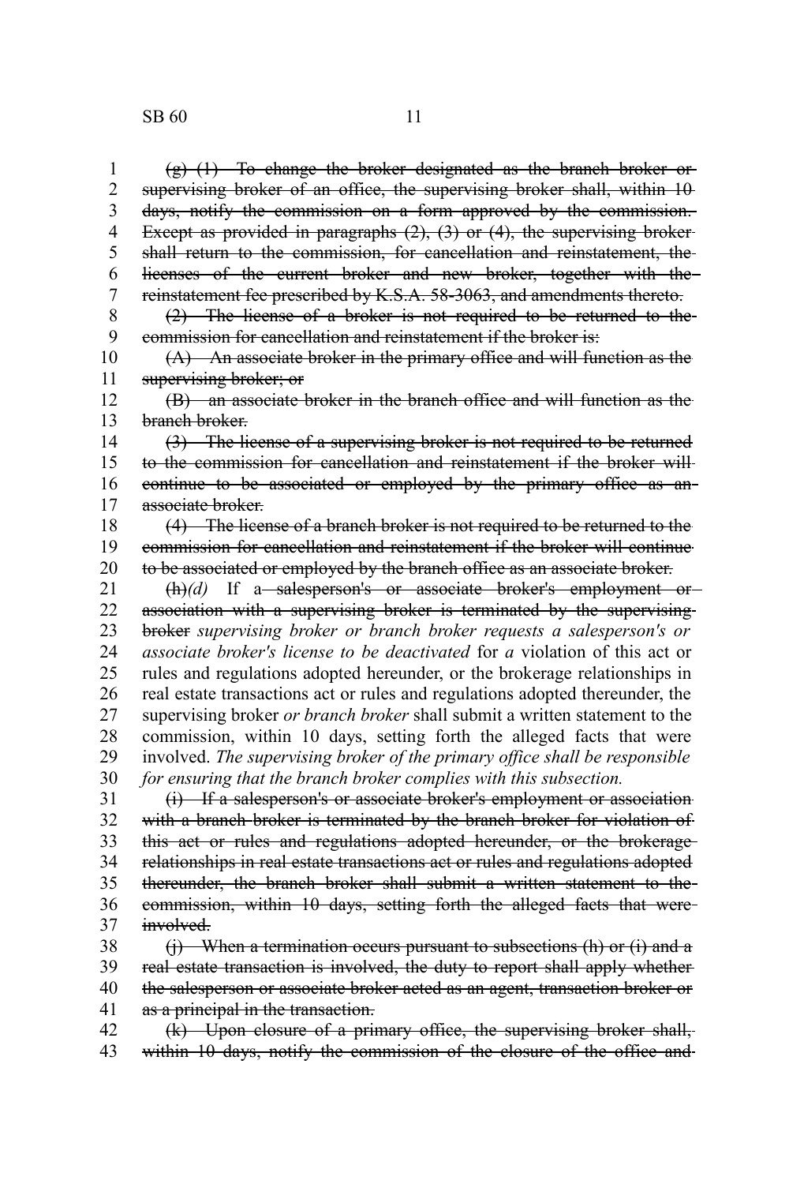~~(g) (1) To change the broker designated as the branch broker or supervising broker of an office, the supervising broker shall, within 10 days, notify the commission on a form approved by the commission. Except as provided in paragraphs (2), (3) or (4), the supervising broker shall return to the commission, for cancellation and reinstatement, the licenses of the current broker and new broker, together with the reinstatement fee prescribed by K.S.A. 58-3063, and amendments thereto.~~

~~(2) The license of a broker is not required to be returned to the commission for cancellation and reinstatement if the broker is:~~

~~(A) An associate broker in the primary office and will function as the supervising broker; or~~

~~(B) an associate broker in the branch office and will function as the branch broker.~~

~~(3) The license of a supervising broker is not required to be returned to the commission for cancellation and reinstatement if the broker will continue to be associated or employed by the primary office as an associate broker.~~

~~(4) The license of a branch broker is not required to be returned to the commission for cancellation and reinstatement if the broker will continue to be associated or employed by the branch office as an associate broker.~~

~~(h)~~*(d)* If a ~~salesperson's or associate broker's employment or association with a supervising broker is terminated by the supervising broker~~ *supervising broker or branch broker requests a salesperson's or associate broker's license to be deactivated* for *a* violation of this act or rules and regulations adopted hereunder, or the brokerage relationships in real estate transactions act or rules and regulations adopted thereunder, the supervising broker *or branch broker* shall submit a written statement to the commission, within 10 days, setting forth the alleged facts that were involved. *The supervising broker of the primary office shall be responsible for ensuring that the branch broker complies with this subsection.*

~~(i) If a salesperson's or associate broker's employment or association with a branch broker is terminated by the branch broker for violation of this act or rules and regulations adopted hereunder, or the brokerage relationships in real estate transactions act or rules and regulations adopted thereunder, the branch broker shall submit a written statement to the commission, within 10 days, setting forth the alleged facts that were involved.~~

~~(j) When a termination occurs pursuant to subsections (h) or (i) and a real estate transaction is involved, the duty to report shall apply whether the salesperson or associate broker acted as an agent, transaction broker or as a principal in the transaction.~~

~~(k) Upon closure of a primary office, the supervising broker shall, within 10 days, notify the commission of the closure of the office and~~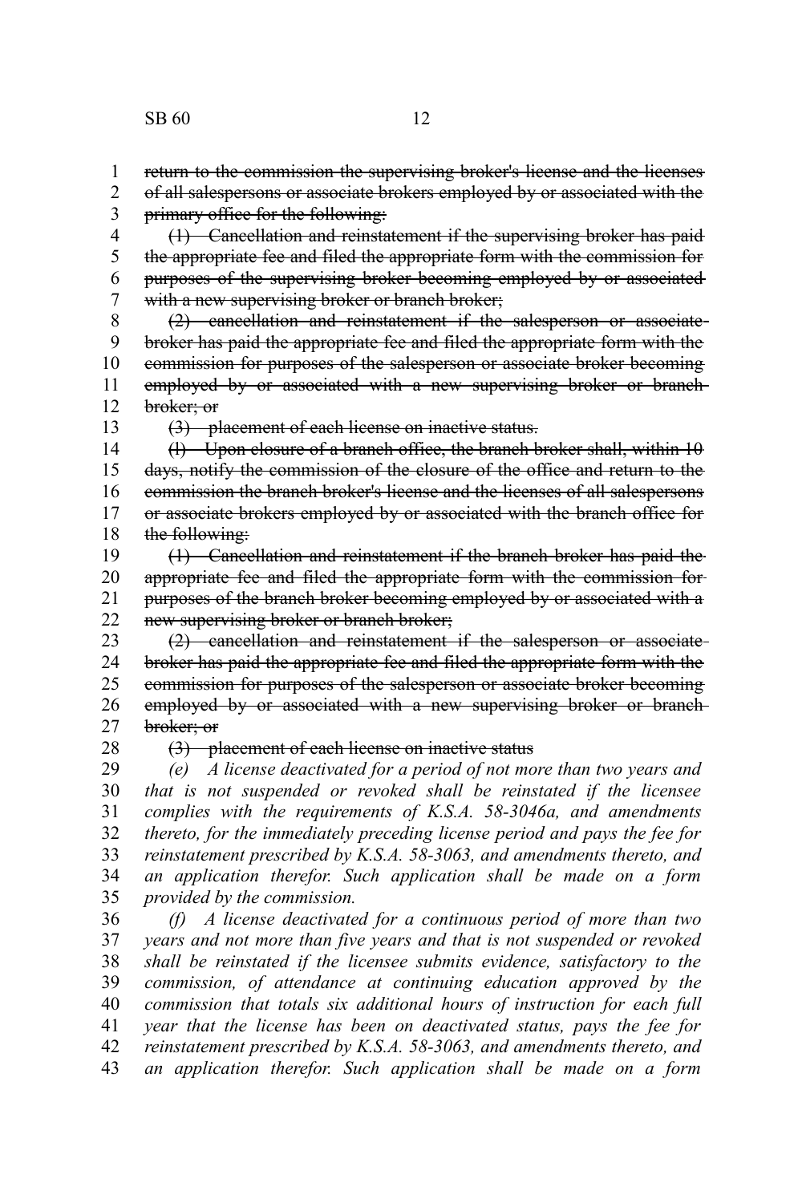~~return to the commission the supervising broker's license and the licenses of all salespersons or associate brokers employed by or associated with the primary office for the following:~~

~~(1) Cancellation and reinstatement if the supervising broker has paid the appropriate fee and filed the appropriate form with the commission for purposes of the supervising broker becoming employed by or associated with a new supervising broker or branch broker;~~

~~(2) cancellation and reinstatement if the salesperson or associate broker has paid the appropriate fee and filed the appropriate form with the commission for purposes of the salesperson or associate broker becoming employed by or associated with a new supervising broker or branch broker; or~~

~~(3) placement of each license on inactive status.~~

~~(l) Upon closure of a branch office, the branch broker shall, within 10 days, notify the commission of the closure of the office and return to the commission the branch broker's license and the licenses of all salespersons or associate brokers employed by or associated with the branch office for the following:~~

~~(1) Cancellation and reinstatement if the branch broker has paid the appropriate fee and filed the appropriate form with the commission for purposes of the branch broker becoming employed by or associated with a new supervising broker or branch broker;~~

~~(2) cancellation and reinstatement if the salesperson or associate broker has paid the appropriate fee and filed the appropriate form with the commission for purposes of the salesperson or associate broker becoming employed by or associated with a new supervising broker or branch broker; or~~

~~(3) placement of each license on inactive status~~

*(e) A license deactivated for a period of not more than two years and that is not suspended or revoked shall be reinstated if the licensee complies with the requirements of K.S.A. 58-3046a, and amendments thereto, for the immediately preceding license period and pays the fee for reinstatement prescribed by K.S.A. 58-3063, and amendments thereto, and an application therefor. Such application shall be made on a form provided by the commission.*

*(f) A license deactivated for a continuous period of more than two years and not more than five years and that is not suspended or revoked shall be reinstated if the licensee submits evidence, satisfactory to the commission, of attendance at continuing education approved by the commission that totals six additional hours of instruction for each full year that the license has been on deactivated status, pays the fee for reinstatement prescribed by K.S.A. 58-3063, and amendments thereto, and an application therefor. Such application shall be made on a form*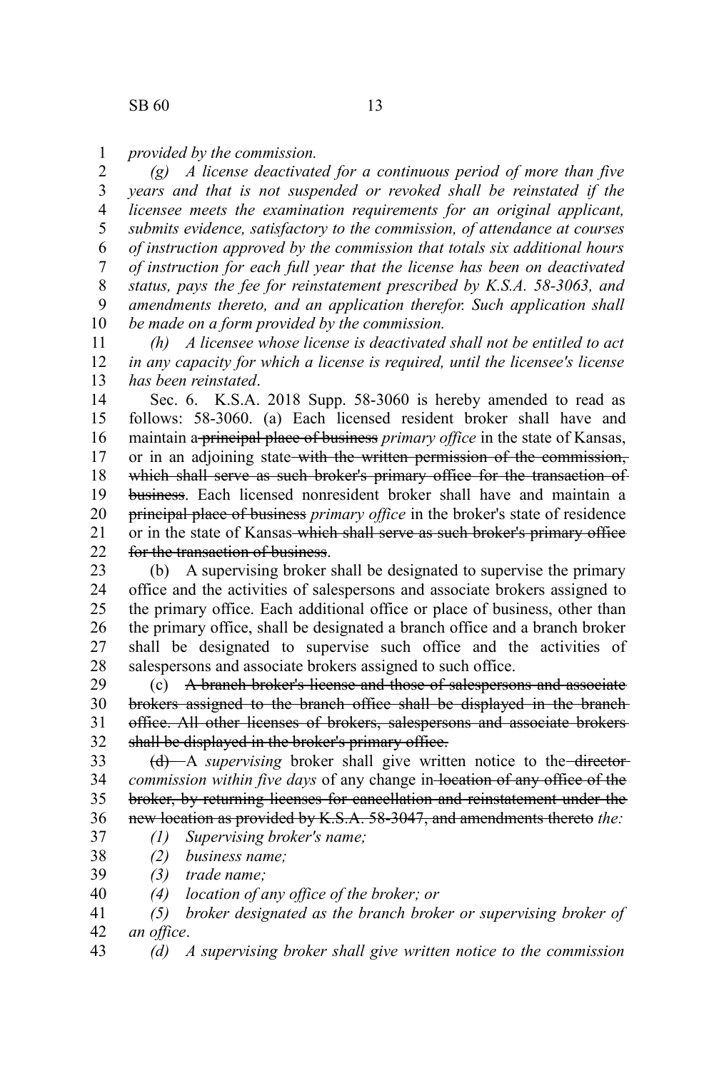*provided by the commission.*

*(g) A license deactivated for a continuous period of more than five years and that is not suspended or revoked shall be reinstated if the licensee meets the examination requirements for an original applicant, submits evidence, satisfactory to the commission, of attendance at courses of instruction approved by the commission that totals six additional hours of instruction for each full year that the license has been on deactivated status, pays the fee for reinstatement prescribed by K.S.A. 58-3063, and amendments thereto, and an application therefor. Such application shall be made on a form provided by the commission.*

*(h) A licensee whose license is deactivated shall not be entitled to act in any capacity for which a license is required, until the licensee's license has been reinstated*.

Sec. 6. K.S.A. 2018 Supp. 58-3060 is hereby amended to read as follows: 58-3060. (a) Each licensed resident broker shall have and maintain a ~~principal place of business~~ *primary office* in the state of Kansas, or in an adjoining state ~~with the written permission of the commission, which shall serve as such broker's primary office for the transaction of business~~. Each licensed nonresident broker shall have and maintain a ~~principal place of business~~ *primary office* in the broker's state of residence or in the state of Kansas ~~which shall serve as such broker's primary office for the transaction of business~~.

(b) A supervising broker shall be designated to supervise the primary office and the activities of salespersons and associate brokers assigned to the primary office. Each additional office or place of business, other than the primary office, shall be designated a branch office and a branch broker shall be designated to supervise such office and the activities of salespersons and associate brokers assigned to such office.

(c) ~~A branch broker's license and those of salespersons and associate brokers assigned to the branch office shall be displayed in the branch office. All other licenses of brokers, salespersons and associate brokers shall be displayed in the broker's primary office.~~

~~(d)~~ A *supervising* broker shall give written notice to the ~~director~~ *commission within five days* of any change in ~~location of any office of the broker, by returning licenses for cancellation and reinstatement under the new location as provided by K.S.A. 58-3047, and amendments thereto~~ *the:*

*(1) Supervising broker's name;*

*(2) business name;*

*(3) trade name;*

*(4) location of any office of the broker; or*

*(5) broker designated as the branch broker or supervising broker of an office*.

*(d) A supervising broker shall give written notice to the commission*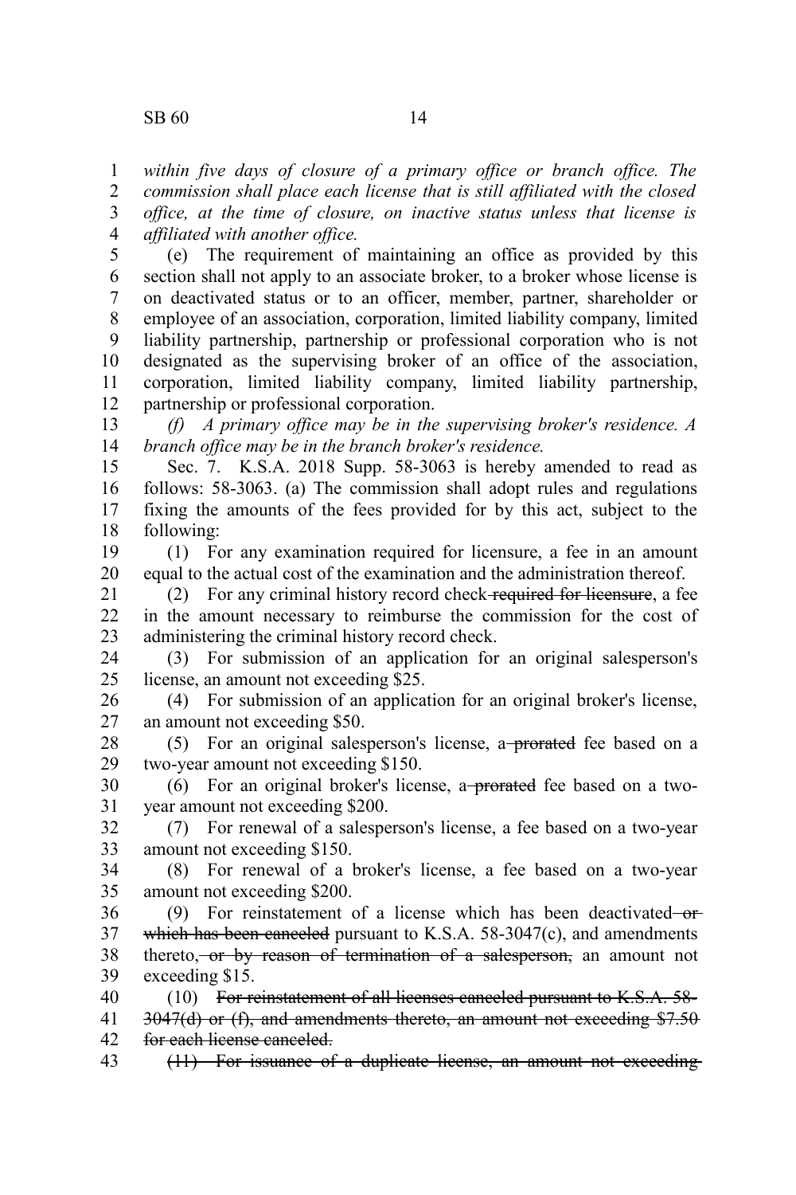*within five days of closure of a primary office or branch office. The commission shall place each license that is still affiliated with the closed office, at the time of closure, on inactive status unless that license is affiliated with another office.*

(e) The requirement of maintaining an office as provided by this section shall not apply to an associate broker, to a broker whose license is on deactivated status or to an officer, member, partner, shareholder or employee of an association, corporation, limited liability company, limited liability partnership, partnership or professional corporation who is not designated as the supervising broker of an office of the association, corporation, limited liability company, limited liability partnership, partnership or professional corporation.

*(f) A primary office may be in the supervising broker's residence. A branch office may be in the branch broker's residence.*

Sec. 7. K.S.A. 2018 Supp. 58-3063 is hereby amended to read as follows: 58-3063. (a) The commission shall adopt rules and regulations fixing the amounts of the fees provided for by this act, subject to the following:

(1) For any examination required for licensure, a fee in an amount equal to the actual cost of the examination and the administration thereof.

(2) For any criminal history record check ~~required for licensure~~, a fee in the amount necessary to reimburse the commission for the cost of administering the criminal history record check.

(3) For submission of an application for an original salesperson's license, an amount not exceeding $25.

(4) For submission of an application for an original broker's license, an amount not exceeding $50.

(5) For an original salesperson's license, a ~~prorated~~ fee based on a two-year amount not exceeding $150.

(6) For an original broker's license, a ~~prorated~~ fee based on a two-year amount not exceeding $200.

(7) For renewal of a salesperson's license, a fee based on a two-year amount not exceeding $150.

(8) For renewal of a broker's license, a fee based on a two-year amount not exceeding $200.

(9) For reinstatement of a license which has been deactivated ~~or which has been canceled~~ pursuant to K.S.A. 58-3047(c), and amendments thereto, ~~or by reason of termination of a salesperson,~~ an amount not exceeding $15.

(10) ~~For reinstatement of all licenses canceled pursuant to K.S.A. 58-3047(d) or (f), and amendments thereto, an amount not exceeding $7.50 for each license canceled.~~

~~(11) For issuance of a duplicate license, an amount not exceeding~~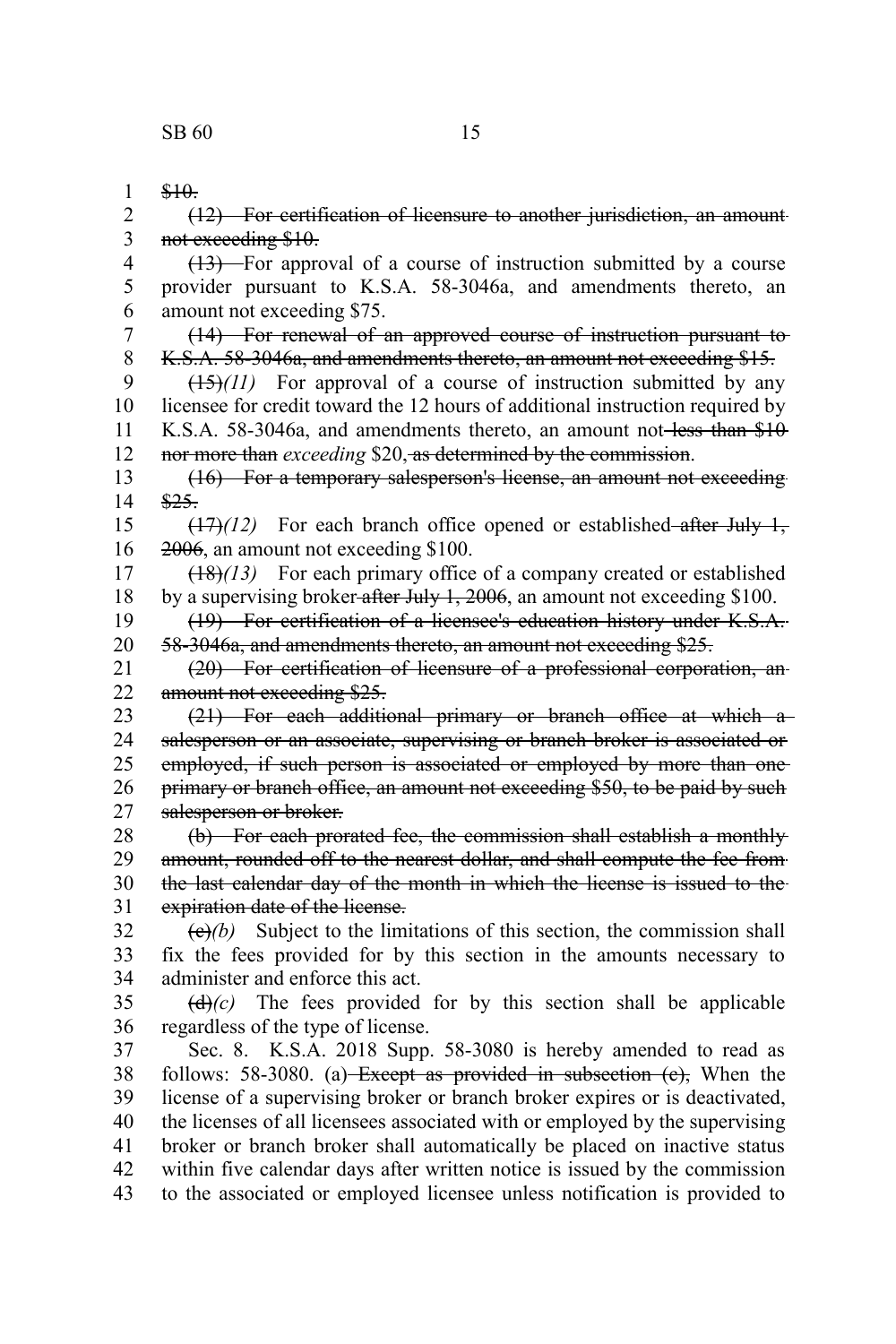~~$10.~~

~~(12) For certification of licensure to another jurisdiction, an amount not exceeding $10.~~

~~(13)~~ For approval of a course of instruction submitted by a course provider pursuant to K.S.A. 58-3046a, and amendments thereto, an amount not exceeding $75.

~~(14) For renewal of an approved course of instruction pursuant to K.S.A. 58-3046a, and amendments thereto, an amount not exceeding $15.~~

~~(15)~~*(11)* For approval of a course of instruction submitted by any licensee for credit toward the 12 hours of additional instruction required by K.S.A. 58-3046a, and amendments thereto, an amount not ~~less than $10 nor more than~~ *exceeding* $20~~, as determined by the commission~~.

~~(16) For a temporary salesperson's license, an amount not exceeding $25.~~

~~(17)~~*(12)* For each branch office opened or established ~~after July 1, 2006~~, an amount not exceeding $100.

~~(18)~~*(13)* For each primary office of a company created or established by a supervising broker ~~after July 1, 2006~~, an amount not exceeding $100.

~~(19) For certification of a licensee's education history under K.S.A. 58-3046a, and amendments thereto, an amount not exceeding $25.~~

~~(20) For certification of licensure of a professional corporation, an amount not exceeding $25.~~

~~(21) For each additional primary or branch office at which a salesperson or an associate, supervising or branch broker is associated or employed, if such person is associated or employed by more than one primary or branch office, an amount not exceeding $50, to be paid by such salesperson or broker.~~

~~(b) For each prorated fee, the commission shall establish a monthly amount, rounded off to the nearest dollar, and shall compute the fee from the last calendar day of the month in which the license is issued to the expiration date of the license.~~

~~(c)~~*(b)* Subject to the limitations of this section, the commission shall fix the fees provided for by this section in the amounts necessary to administer and enforce this act.

~~(d)~~*(c)* The fees provided for by this section shall be applicable regardless of the type of license.

Sec. 8. K.S.A. 2018 Supp. 58-3080 is hereby amended to read as follows: 58-3080. (a) ~~Except as provided in subsection (c),~~ When the license of a supervising broker or branch broker expires or is deactivated, the licenses of all licensees associated with or employed by the supervising broker or branch broker shall automatically be placed on inactive status within five calendar days after written notice is issued by the commission to the associated or employed licensee unless notification is provided to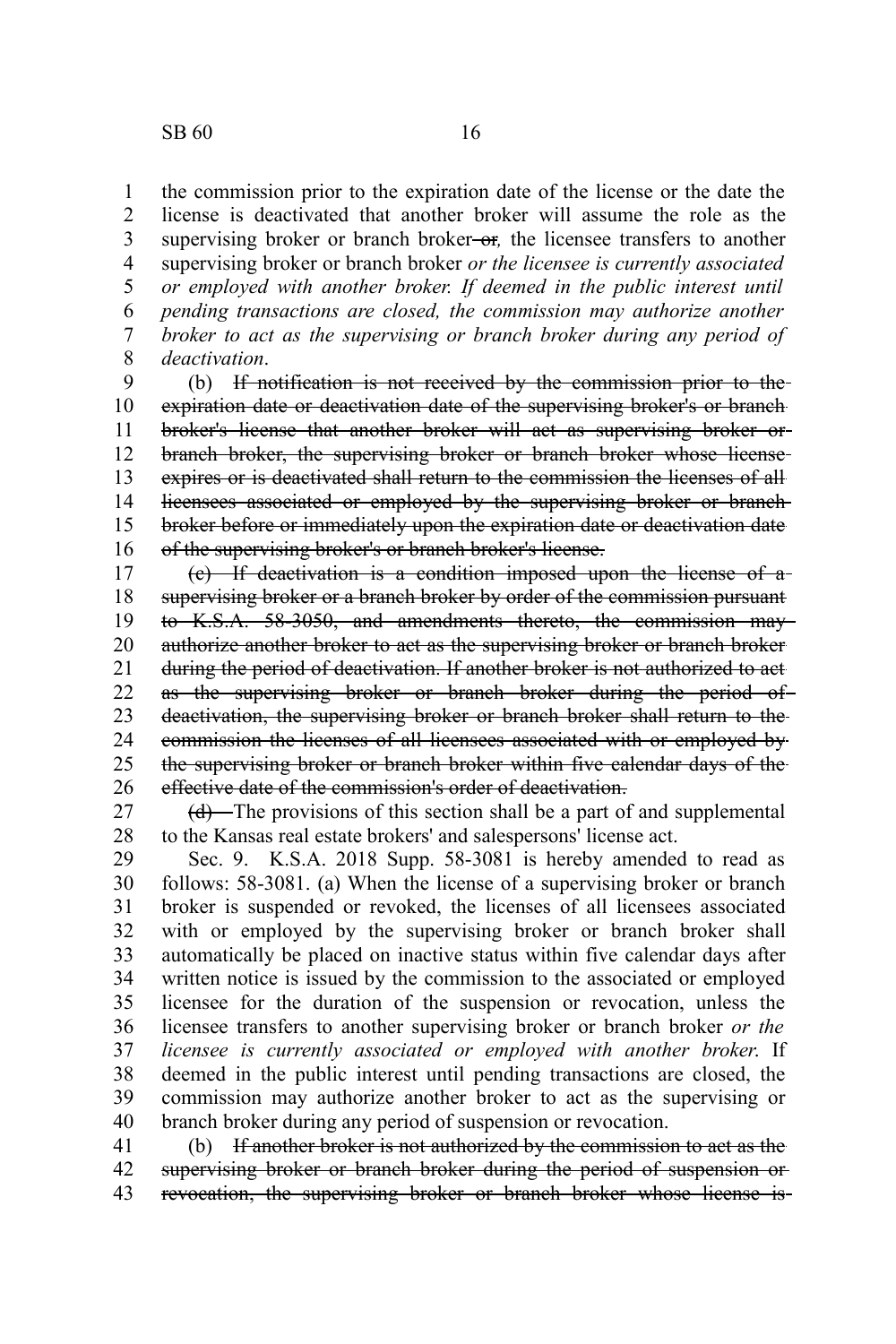the commission prior to the expiration date of the license or the date the license is deactivated that another broker will assume the role as the supervising broker or branch broker ~~or~~*,* the licensee transfers to another supervising broker or branch broker *or the licensee is currently associated or employed with another broker. If deemed in the public interest until pending transactions are closed, the commission may authorize another broker to act as the supervising or branch broker during any period of deactivation*.

(b) ~~If notification is not received by the commission prior to the expiration date or deactivation date of the supervising broker's or branch broker's license that another broker will act as supervising broker or branch broker, the supervising broker or branch broker whose license expires or is deactivated shall return to the commission the licenses of all licensees associated or employed by the supervising broker or branch broker before or immediately upon the expiration date or deactivation date of the supervising broker's or branch broker's license.~~

~~(c) If deactivation is a condition imposed upon the license of a supervising broker or a branch broker by order of the commission pursuant to K.S.A. 58-3050, and amendments thereto, the commission may authorize another broker to act as the supervising broker or branch broker during the period of deactivation. If another broker is not authorized to act as the supervising broker or branch broker during the period of deactivation, the supervising broker or branch broker shall return to the commission the licenses of all licensees associated with or employed by the supervising broker or branch broker within five calendar days of the effective date of the commission's order of deactivation.~~

~~(d)~~ The provisions of this section shall be a part of and supplemental to the Kansas real estate brokers' and salespersons' license act.

Sec. 9. K.S.A. 2018 Supp. 58-3081 is hereby amended to read as follows: 58-3081. (a) When the license of a supervising broker or branch broker is suspended or revoked, the licenses of all licensees associated with or employed by the supervising broker or branch broker shall automatically be placed on inactive status within five calendar days after written notice is issued by the commission to the associated or employed licensee for the duration of the suspension or revocation, unless the licensee transfers to another supervising broker or branch broker *or the licensee is currently associated or employed with another broker*. If deemed in the public interest until pending transactions are closed, the commission may authorize another broker to act as the supervising or branch broker during any period of suspension or revocation.

(b) ~~If another broker is not authorized by the commission to act as the supervising broker or branch broker during the period of suspension or revocation, the supervising broker or branch broker whose license is~~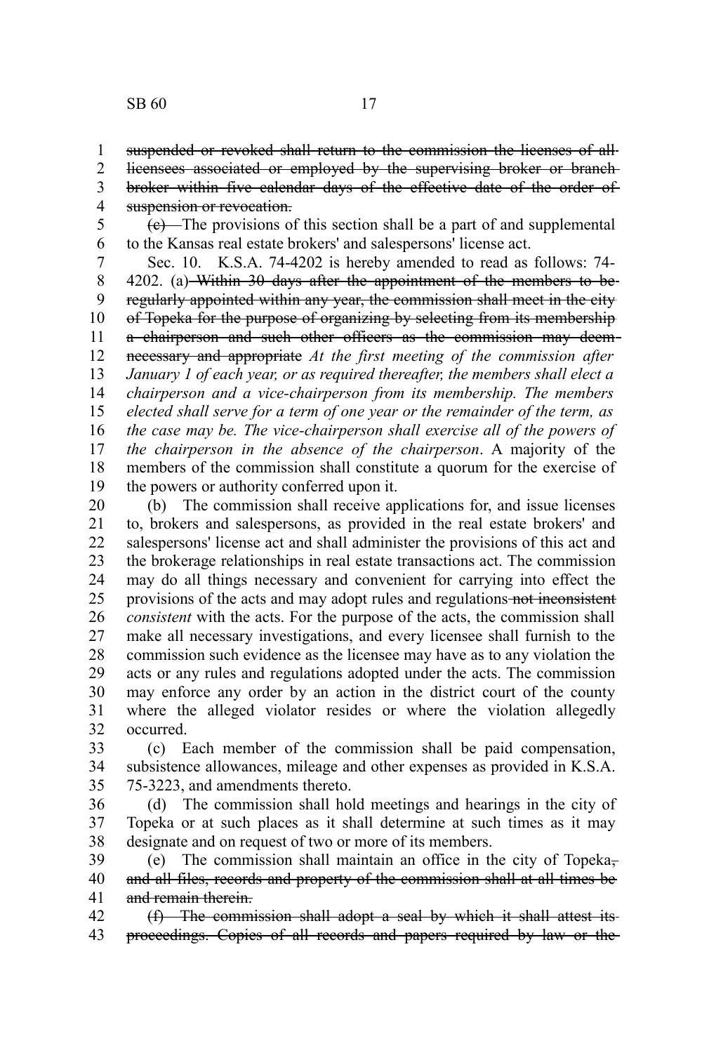~~suspended or revoked shall return to the commission the licenses of all licensees associated or employed by the supervising broker or branch broker within five calendar days of the effective date of the order of suspension or revocation.~~

~~(c)~~ The provisions of this section shall be a part of and supplemental to the Kansas real estate brokers' and salespersons' license act.

Sec. 10. K.S.A. 74-4202 is hereby amended to read as follows: 74-4202. (a) ~~Within 30 days after the appointment of the members to be regularly appointed within any year, the commission shall meet in the city of Topeka for the purpose of organizing by selecting from its membership a chairperson and such other officers as the commission may deem necessary and appropriate~~ *At the first meeting of the commission after January 1 of each year, or as required thereafter, the members shall elect a chairperson and a vice-chairperson from its membership. The members elected shall serve for a term of one year or the remainder of the term, as the case may be. The vice-chairperson shall exercise all of the powers of the chairperson in the absence of the chairperson*. A majority of the members of the commission shall constitute a quorum for the exercise of the powers or authority conferred upon it.

(b) The commission shall receive applications for, and issue licenses to, brokers and salespersons, as provided in the real estate brokers' and salespersons' license act and shall administer the provisions of this act and the brokerage relationships in real estate transactions act. The commission may do all things necessary and convenient for carrying into effect the provisions of the acts and may adopt rules and regulations ~~not inconsistent~~ *consistent* with the acts. For the purpose of the acts, the commission shall make all necessary investigations, and every licensee shall furnish to the commission such evidence as the licensee may have as to any violation the acts or any rules and regulations adopted under the acts. The commission may enforce any order by an action in the district court of the county where the alleged violator resides or where the violation allegedly occurred.

(c) Each member of the commission shall be paid compensation, subsistence allowances, mileage and other expenses as provided in K.S.A. 75-3223, and amendments thereto.

(d) The commission shall hold meetings and hearings in the city of Topeka or at such places as it shall determine at such times as it may designate and on request of two or more of its members.

(e) The commission shall maintain an office in the city of Topeka~~, and all files, records and property of the commission shall at all times be and remain therein.~~

~~(f) The commission shall adopt a seal by which it shall attest its proceedings. Copies of all records and papers required by law or the~~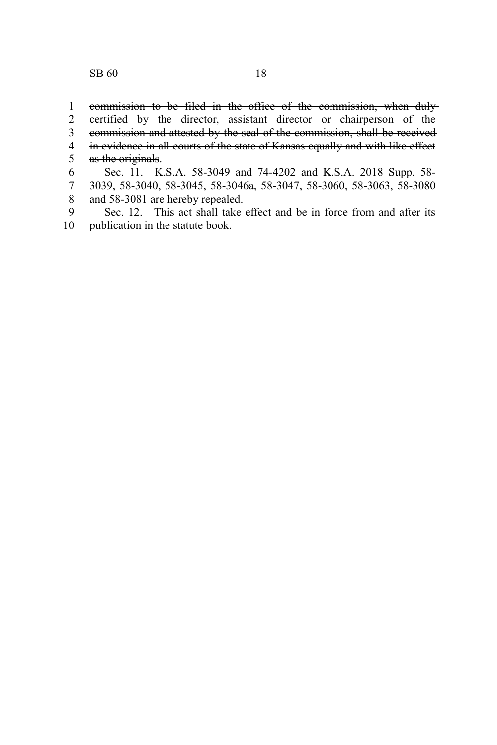~~commission to be filed in the office of the commission, when duly certified by the director, assistant director or chairperson of the commission and attested by the seal of the commission, shall be received in evidence in all courts of the state of Kansas equally and with like effect as the originals~~.

Sec. 11. K.S.A. 58-3049 and 74-4202 and K.S.A. 2018 Supp. 58-3039, 58-3040, 58-3045, 58-3046a, 58-3047, 58-3060, 58-3063, 58-3080 and 58-3081 are hereby repealed.

Sec. 12. This act shall take effect and be in force from and after its publication in the statute book.